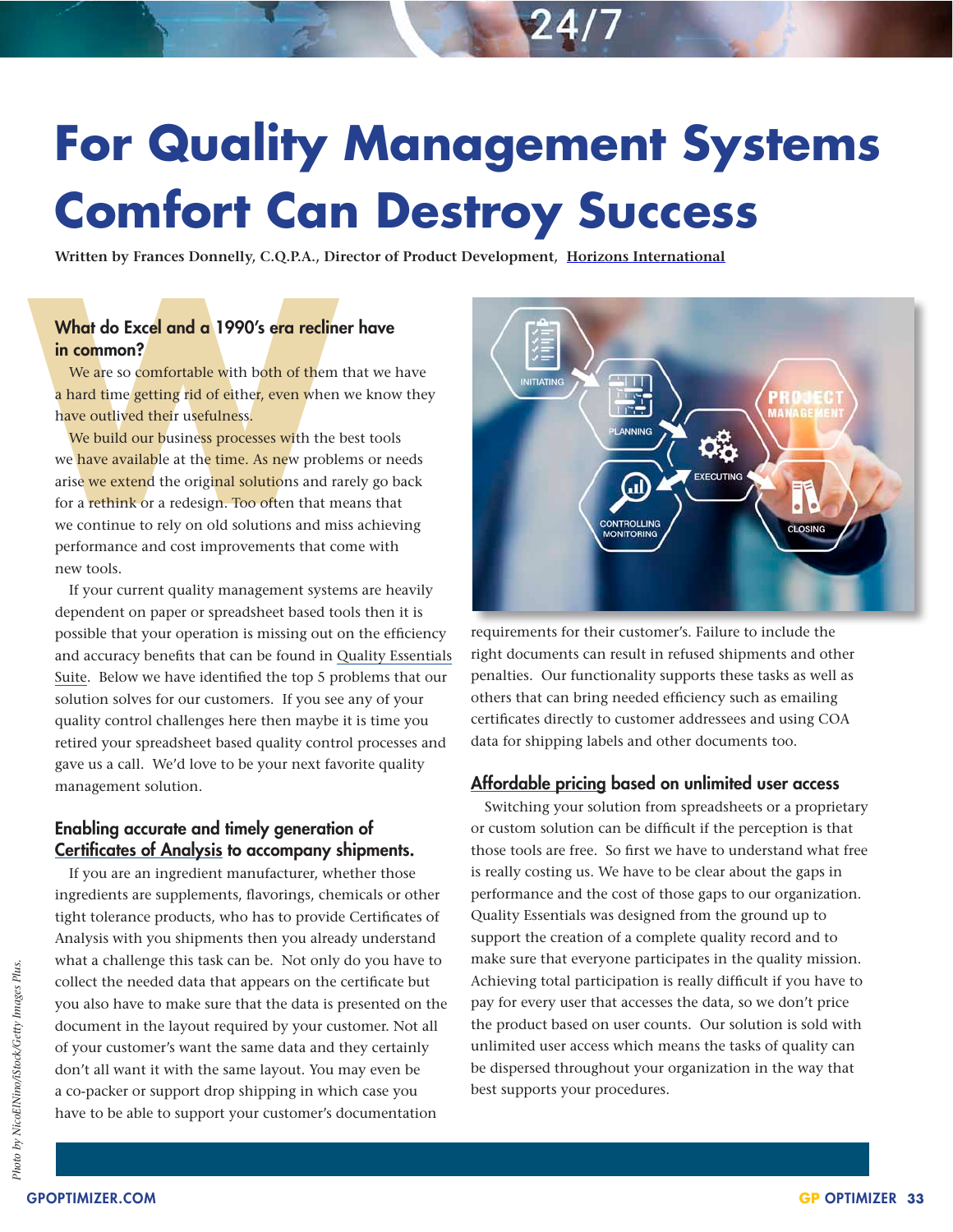# For Quality Management Systems Comfort Can Destroy Success

**Written by Frances Donnelly, C.Q.P.A., Director of Product Development, Horizons International**

## What do Excel and a 1990's era recliner have in common?

We are so comfortable with both of them that we have a hard time getting rid of either, even when we know they have outlived their usefulness.

We build our business processes with the best tools we have available at the time. As new problems or needs arise we extend the original solutions and rarely go back for a rethink or a redesign. Too often that means that we continue to rely on old solutions and miss achieving performance and cost improvements that come with new tools.

If your current quality management systems are heavily dependent on paper or spreadsheet based tools then it is possible that your operation is missing out on the efficiency and accuracy benefits that can be found in Quality Essentials Suite. Below we have identified the top 5 problems that our solution solves for our customers. If you see any of your quality control challenges here then maybe it is time you retired your spreadsheet based quality control processes and gave us a call. We'd love to be your next favorite quality management solution.

## Enabling accurate and timely generation of Certificates of Analysis to accompany shipments.

If you are an ingredient manufacturer, whether those ingredients are supplements, flavorings, chemicals or other tight tolerance products, who has to provide Certificates of Analysis with you shipments then you already understand what a challenge this task can be. Not only do you have to collect the needed data that appears on the certificate but you also have to make sure that the data is presented on the document in the layout required by your customer. Not all of your customer's want the same data and they certainly don't all want it with the same layout. You may even be a co-packer or support drop shipping in which case you have to be able to support your customer's documentation requirements for their customer's. Failure to include the right documents can result in refused shipments and other penalties. Our functionality supports these tasks as well as others that can bring needed efficiency such as emailing certificates directly to customer addressees and using COA data for shipping labels and other documents too.

## Affordable pricing based on unlimited user access

Switching your solution from spreadsheets or a proprietary or custom solution can be difficult if the perception is that those tools are free. So first we have to understand what free is really costing us. We have to be clear about the gaps in performance and the cost of those gaps to our organization. Quality Essentials was designed from the ground up to support the creation of a complete quality record and to make sure that everyone participates in the quality mission. Achieving total participation is really difficult if you have to pay for every user that accesses the data, so we don't price the product based on user counts. Our solution is sold with unlimited user access which means the tasks of quality can be dispersed throughout your organization in the way that best supports your procedures.

*Photo by NicoElNino/iStock/Getty Images Plus.*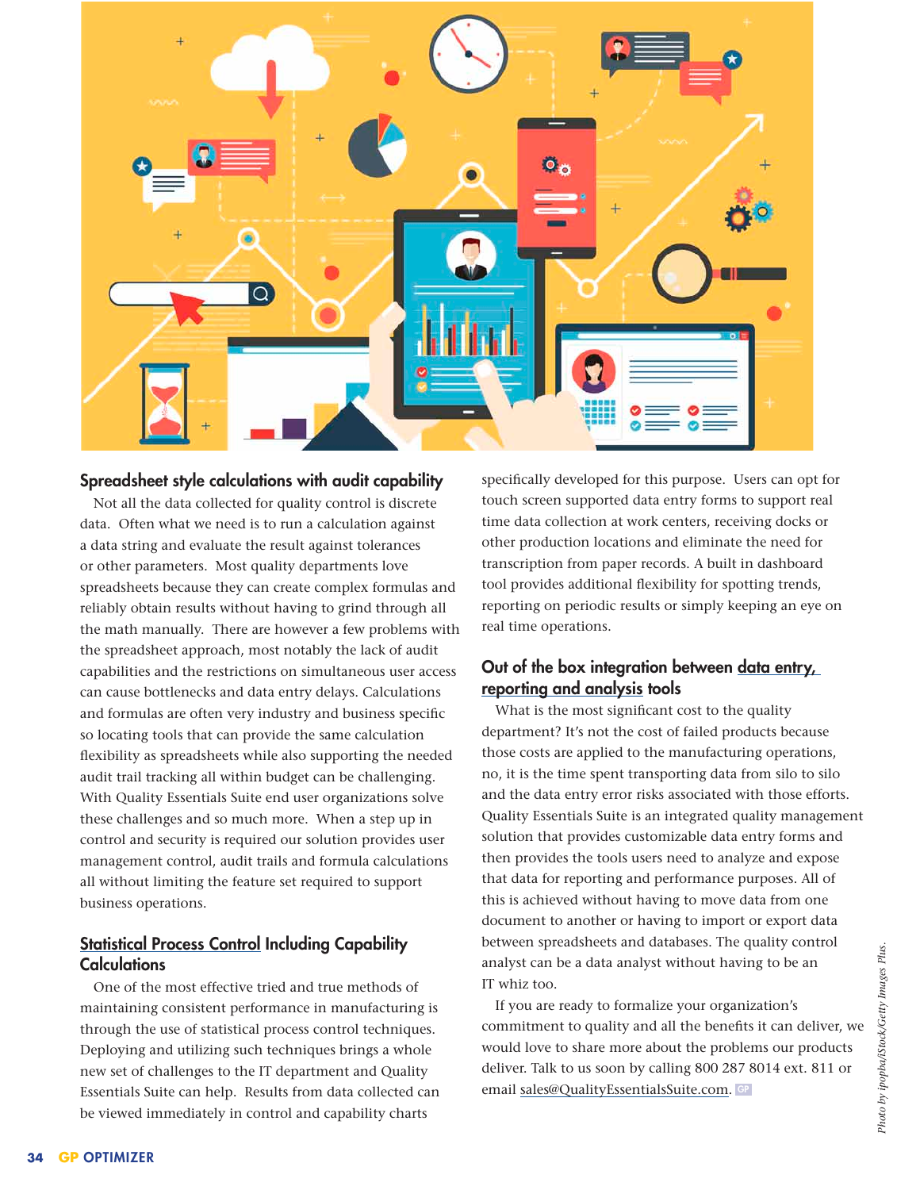## Spreadsheet style calculations with audit capability

Not all the data collected for quality control is discrete data. Often what we need is to run a calculation against a data string and evaluate the result against tolerances or other parameters. Most quality departments love spreadsheets because they can create complex formulas and reliably obtain results without having to grind through all the math manually. There are however a few problems with the spreadsheet approach, most notably the lack of audit capabilities and the restrictions on simultaneous user access can cause bottlenecks and data entry delays. Calculations and formulas are often very industry and business specific so locating tools that can provide the same calculation flexibility as spreadsheets while also supporting the needed audit trail tracking all within budget can be challenging. With Quality Essentials Suite end user organizations solve these challenges and so much more. When a step up in control and security is required our solution provides user management control, audit trails and formula calculations all without limiting the feature set required to support business operations.

## Statistical Process Control Including Capability Calculations

One of the most effective tried and true methods of maintaining consistent performance in manufacturing is through the use of statistical process control techniques. Deploying and utilizing such techniques brings a whole new set of challenges to the IT department and Quality Essentials Suite can help. Results from data collected can be viewed immediately in control and capability charts specifically developed for this purpose. Users can opt for touch screen supported data entry forms to support real time data collection at work centers, receiving docks or other production locations and eliminate the need for transcription from paper records. A built in dashboard tool provides additional flexibility for spotting trends, reporting on periodic results or simply keeping an eye on real time operations.

## Out of the box integration between data entry, reporting and analysis tools

What is the most significant cost to the quality department? It's not the cost of failed products because those costs are applied to the manufacturing operations, no, it is the time spent transporting data from silo to silo and the data entry error risks associated with those efforts. Quality Essentials Suite is an integrated quality management solution that provides customizable data entry forms and then provides the tools users need to analyze and expose that data for reporting and performance purposes. All of this is achieved without having to move data from one document to another or having to import or export data between spreadsheets and databases. The quality control analyst can be a data analyst without having to be an IT whiz too.

If you are ready to formalize your organization's commitment to quality and all the benefits it can deliver, we would love to share more about the problems our products deliver. Talk to us soon by calling 800 287 8014 ext. 811 or email sales@QualityEssentialsSuite.com. GP

Photo by ipopba/iStock/Getty Images Plus.